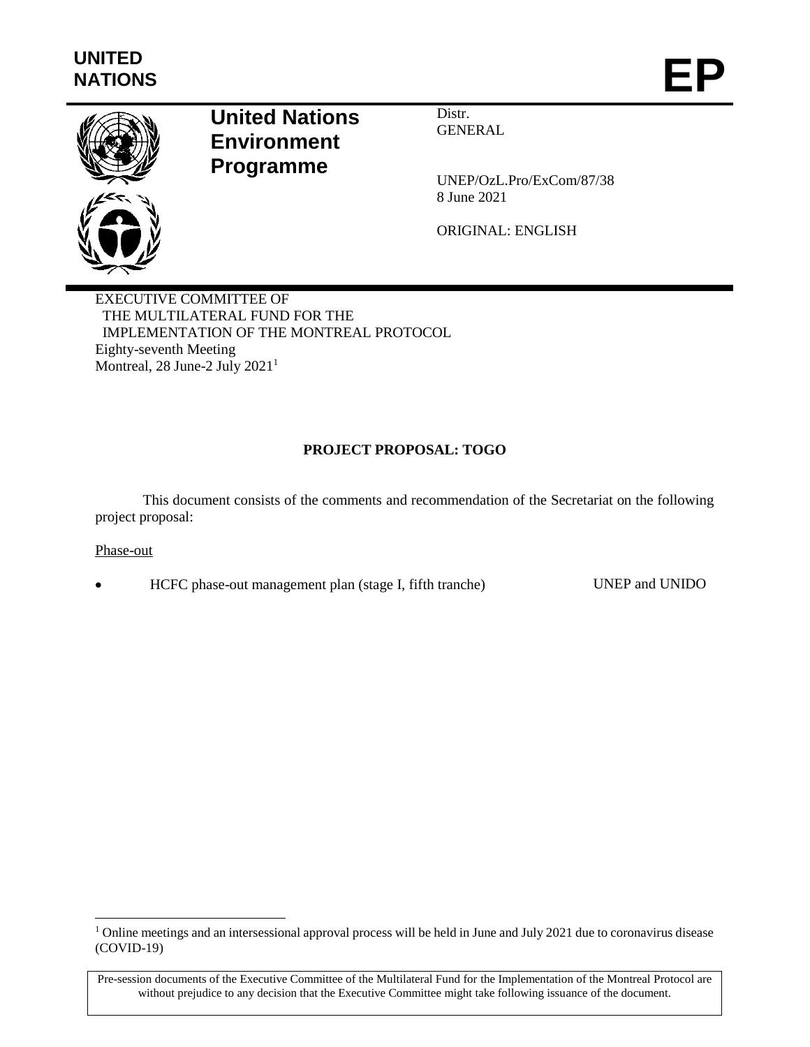UNITED NATIONS

# EP

**United Nations Environment Programme**

Distr.
GENERAL

UNEP/OzL.Pro/ExCom/87/38
8 June 2021

ORIGINAL: ENGLISH

EXECUTIVE COMMITTEE OF
THE MULTILATERAL FUND FOR THE
IMPLEMENTATION OF THE MONTREAL PROTOCOL
Eighty-seventh Meeting
Montreal, 28 June-2 July 2021[1]

**PROJECT PROPOSAL: TOGO**

This document consists of the comments and recommendation of the Secretariat on the following project proposal:

Phase-out

- HCFC phase-out management plan (stage I, fifth tranche) UNEP and UNIDO

[1] Online meetings and an intersessional approval process will be held in June and July 2021 due to coronavirus disease (COVID-19)

Pre-session documents of the Executive Committee of the Multilateral Fund for the Implementation of the Montreal Protocol are without prejudice to any decision that the Executive Committee might take following issuance of the document.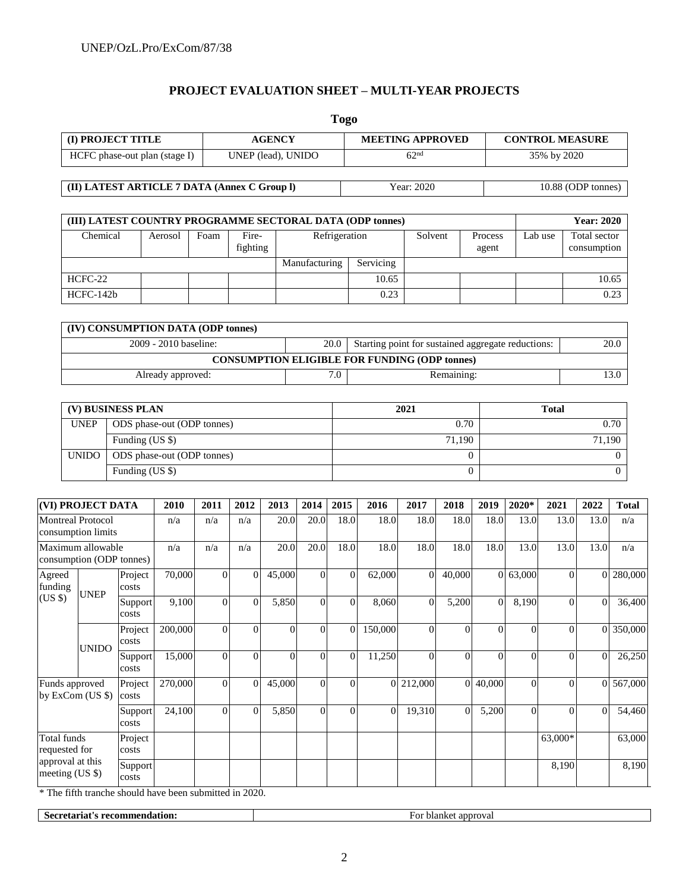## PROJECT EVALUATION SHEET – MULTI-YEAR PROJECTS

**Togo**

| (I) PROJECT TITLE | AGENCY | MEETING APPROVED | CONTROL MEASURE |
|---|---|---|---|
| HCFC phase-out plan (stage I) | UNEP (lead), UNIDO | 62nd | 35% by 2020 |

| (II) LATEST ARTICLE 7 DATA (Annex C Group l) | Year: 2020 | 10.88 (ODP tonnes) |
|---|---|---|

| (III) LATEST COUNTRY PROGRAMME SECTORAL DATA (ODP tonnes) | | | | | | | | | Year: 2020 |
|---|---|---|---|---|---|---|---|---|---|
| Chemical | Aerosol | Foam | Fire-fighting | Refrigeration | | Solvent | Process agent | Lab use | Total sector consumption |
| | | | | Manufacturing | Servicing | | | | |
| HCFC-22 | | | | | 10.65 | | | | 10.65 |
| HCFC-142b | | | | | 0.23 | | | | 0.23 |

| (IV) CONSUMPTION DATA (ODP tonnes) | | | |
|---|---|---|---|
| 2009 - 2010 baseline: | 20.0 | Starting point for sustained aggregate reductions: | 20.0 |
| CONSUMPTION ELIGIBLE FOR FUNDING (ODP tonnes) | | | |
| Already approved: | 7.0 | Remaining: | 13.0 |

| (V) BUSINESS PLAN | | 2021 | Total |
|---|---|---|---|
| UNEP | ODS phase-out (ODP tonnes) | 0.70 | 0.70 |
| | Funding (US $) | 71,190 | 71,190 |
| UNIDO | ODS phase-out (ODP tonnes) | 0 | 0 |
| | Funding (US $) | 0 | 0 |

| (VI) PROJECT DATA | | | 2010 | 2011 | 2012 | 2013 | 2014 | 2015 | 2016 | 2017 | 2018 | 2019 | 2020* | 2021 | 2022 | Total |
|---|---|---|---|---|---|---|---|---|---|---|---|---|---|---|---|---|
| Montreal Protocol consumption limits | | | n/a | n/a | n/a | 20.0 | 20.0 | 18.0 | 18.0 | 18.0 | 18.0 | 18.0 | 13.0 | 13.0 | 13.0 | n/a |
| Maximum allowable consumption (ODP tonnes) | | | n/a | n/a | n/a | 20.0 | 20.0 | 18.0 | 18.0 | 18.0 | 18.0 | 18.0 | 13.0 | 13.0 | 13.0 | n/a |
| Agreed funding (US $) | UNEP | Project costs | 70,000 | 0 | 0 | 45,000 | 0 | 0 | 62,000 | 0 | 40,000 | 0 | 63,000 | 0 | 0 | 280,000 |
| | | Support costs | 9,100 | 0 | 0 | 5,850 | 0 | 0 | 8,060 | 0 | 5,200 | 0 | 8,190 | 0 | 0 | 36,400 |
| | UNIDO | Project costs | 200,000 | 0 | 0 | 0 | 0 | 0 | 150,000 | 0 | 0 | 0 | 0 | 0 | 0 | 350,000 |
| | | Support costs | 15,000 | 0 | 0 | 0 | 0 | 0 | 11,250 | 0 | 0 | 0 | 0 | 0 | 0 | 26,250 |
| Funds approved by ExCom (US $) | | Project costs | 270,000 | 0 | 0 | 45,000 | 0 | 0 | 0 | 212,000 | 0 | 40,000 | 0 | 0 | 0 | 567,000 |
| | | Support costs | 24,100 | 0 | 0 | 5,850 | 0 | 0 | 0 | 19,310 | 0 | 5,200 | 0 | 0 | 0 | 54,460 |
| Total funds requested for approval at this meeting (US $) | | Project costs | | | | | | | | | | | | 63,000* | | 63,000 |
| | | Support costs | | | | | | | | | | | | 8,190 | | 8,190 |

\* The fifth tranche should have been submitted in 2020.

| Secretariat's recommendation: | For blanket approval |
|---|---|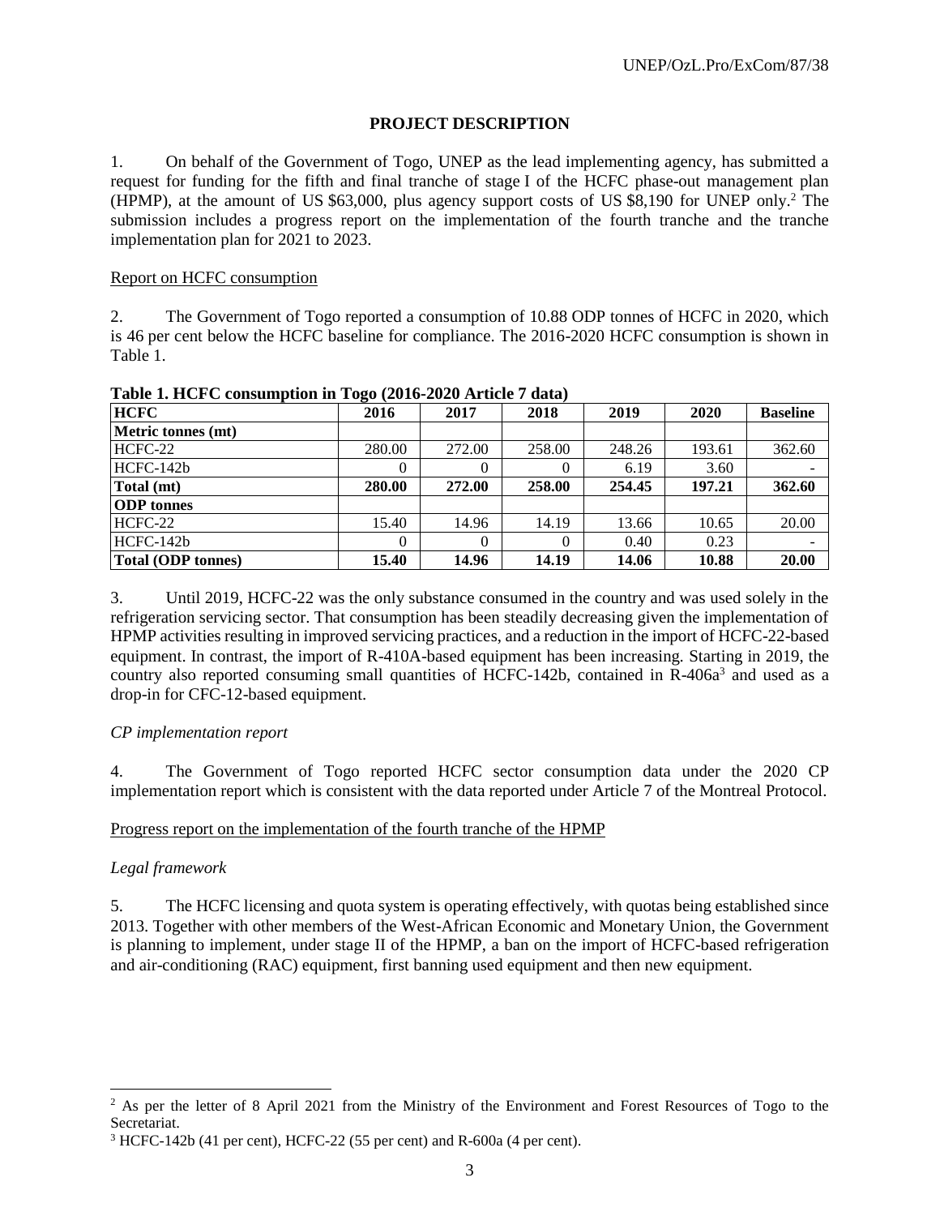## PROJECT DESCRIPTION

1. On behalf of the Government of Togo, UNEP as the lead implementing agency, has submitted a request for funding for the fifth and final tranche of stage I of the HCFC phase-out management plan (HPMP), at the amount of US $63,000, plus agency support costs of US $8,190 for UNEP only.[2] The submission includes a progress report on the implementation of the fourth tranche and the tranche implementation plan for 2021 to 2023.

Report on HCFC consumption

2. The Government of Togo reported a consumption of 10.88 ODP tonnes of HCFC in 2020, which is 46 per cent below the HCFC baseline for compliance. The 2016-2020 HCFC consumption is shown in Table 1.

**Table 1. HCFC consumption in Togo (2016-2020 Article 7 data)**

| HCFC | 2016 | 2017 | 2018 | 2019 | 2020 | Baseline |
|---|---|---|---|---|---|---|
| **Metric tonnes (mt)** | | | | | | |
| HCFC-22 | 280.00 | 272.00 | 258.00 | 248.26 | 193.61 | 362.60 |
| HCFC-142b | 0 | 0 | 0 | 6.19 | 3.60 | - |
| **Total (mt)** | **280.00** | **272.00** | **258.00** | **254.45** | **197.21** | **362.60** |
| **ODP tonnes** | | | | | | |
| HCFC-22 | 15.40 | 14.96 | 14.19 | 13.66 | 10.65 | 20.00 |
| HCFC-142b | 0 | 0 | 0 | 0.40 | 0.23 | - |
| **Total (ODP tonnes)** | **15.40** | **14.96** | **14.19** | **14.06** | **10.88** | **20.00** |

3. Until 2019, HCFC-22 was the only substance consumed in the country and was used solely in the refrigeration servicing sector. That consumption has been steadily decreasing given the implementation of HPMP activities resulting in improved servicing practices, and a reduction in the import of HCFC-22-based equipment. In contrast, the import of R-410A-based equipment has been increasing. Starting in 2019, the country also reported consuming small quantities of HCFC-142b, contained in R-406a[3] and used as a drop-in for CFC-12-based equipment.

*CP implementation report*

4. The Government of Togo reported HCFC sector consumption data under the 2020 CP implementation report which is consistent with the data reported under Article 7 of the Montreal Protocol.

Progress report on the implementation of the fourth tranche of the HPMP

*Legal framework*

5. The HCFC licensing and quota system is operating effectively, with quotas being established since 2013. Together with other members of the West-African Economic and Monetary Union, the Government is planning to implement, under stage II of the HPMP, a ban on the import of HCFC-based refrigeration and air-conditioning (RAC) equipment, first banning used equipment and then new equipment.

---

[2] As per the letter of 8 April 2021 from the Ministry of the Environment and Forest Resources of Togo to the Secretariat.

[3] HCFC-142b (41 per cent), HCFC-22 (55 per cent) and R-600a (4 per cent).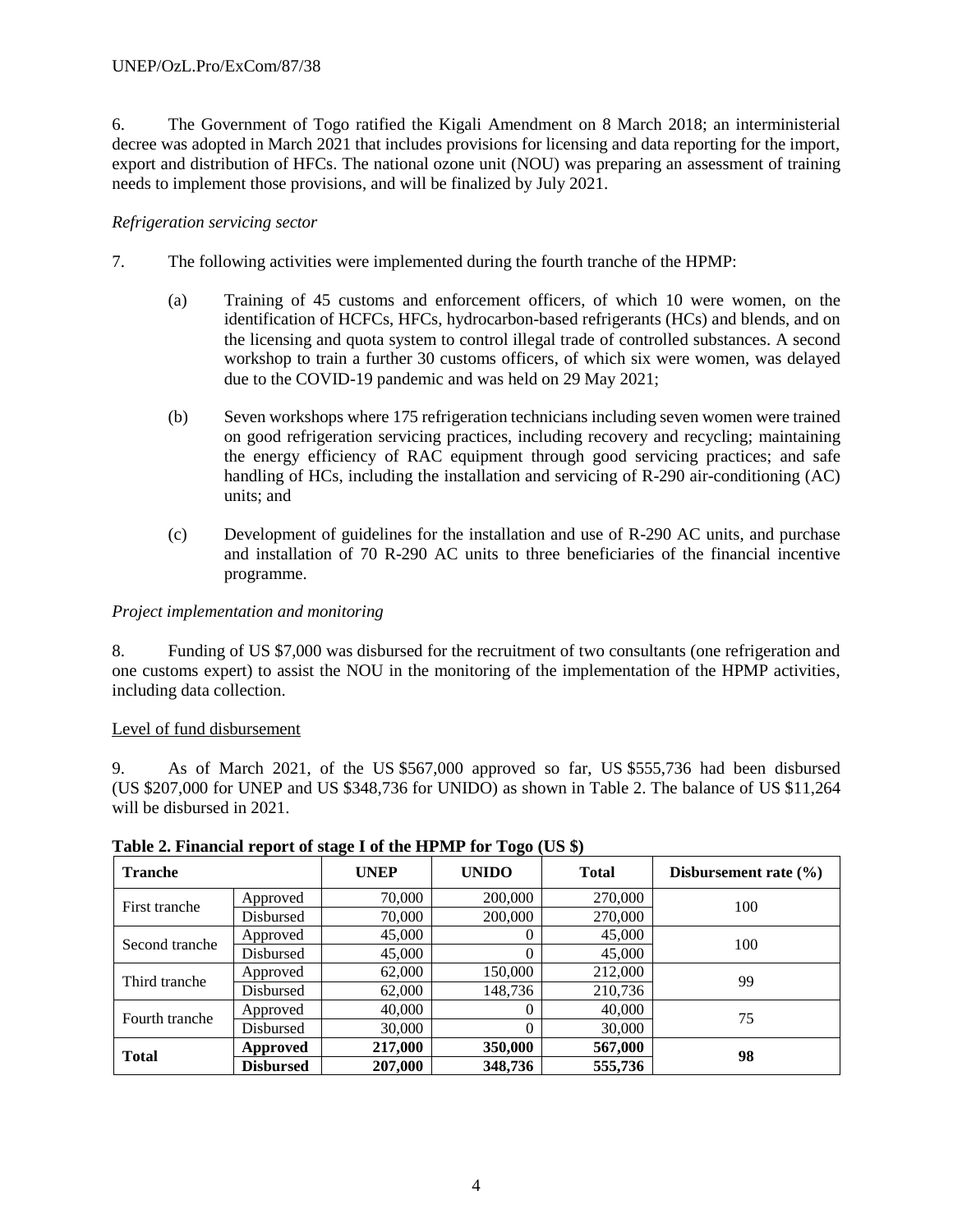6. The Government of Togo ratified the Kigali Amendment on 8 March 2018; an interministerial decree was adopted in March 2021 that includes provisions for licensing and data reporting for the import, export and distribution of HFCs. The national ozone unit (NOU) was preparing an assessment of training needs to implement those provisions, and will be finalized by July 2021.

*Refrigeration servicing sector*

7. The following activities were implemented during the fourth tranche of the HPMP:

(a) Training of 45 customs and enforcement officers, of which 10 were women, on the identification of HCFCs, HFCs, hydrocarbon-based refrigerants (HCs) and blends, and on the licensing and quota system to control illegal trade of controlled substances. A second workshop to train a further 30 customs officers, of which six were women, was delayed due to the COVID-19 pandemic and was held on 29 May 2021;

(b) Seven workshops where 175 refrigeration technicians including seven women were trained on good refrigeration servicing practices, including recovery and recycling; maintaining the energy efficiency of RAC equipment through good servicing practices; and safe handling of HCs, including the installation and servicing of R-290 air-conditioning (AC) units; and

(c) Development of guidelines for the installation and use of R-290 AC units, and purchase and installation of 70 R-290 AC units to three beneficiaries of the financial incentive programme.

*Project implementation and monitoring*

8. Funding of US $7,000 was disbursed for the recruitment of two consultants (one refrigeration and one customs expert) to assist the NOU in the monitoring of the implementation of the HPMP activities, including data collection.

Level of fund disbursement

9. As of March 2021, of the US $567,000 approved so far, US $555,736 had been disbursed (US $207,000 for UNEP and US $348,736 for UNIDO) as shown in Table 2. The balance of US $11,264 will be disbursed in 2021.

**Table 2. Financial report of stage I of the HPMP for Togo (US $)**

| Tranche | | UNEP | UNIDO | Total | Disbursement rate (%) |
|---|---|---|---|---|---|
| First tranche | Approved | 70,000 | 200,000 | 270,000 | 100 |
| | Disbursed | 70,000 | 200,000 | 270,000 | |
| Second tranche | Approved | 45,000 | 0 | 45,000 | 100 |
| | Disbursed | 45,000 | 0 | 45,000 | |
| Third tranche | Approved | 62,000 | 150,000 | 212,000 | 99 |
| | Disbursed | 62,000 | 148,736 | 210,736 | |
| Fourth tranche | Approved | 40,000 | 0 | 40,000 | 75 |
| | Disbursed | 30,000 | 0 | 30,000 | |
| **Total** | **Approved** | **217,000** | **350,000** | **567,000** | **98** |
| | **Disbursed** | **207,000** | **348,736** | **555,736** | |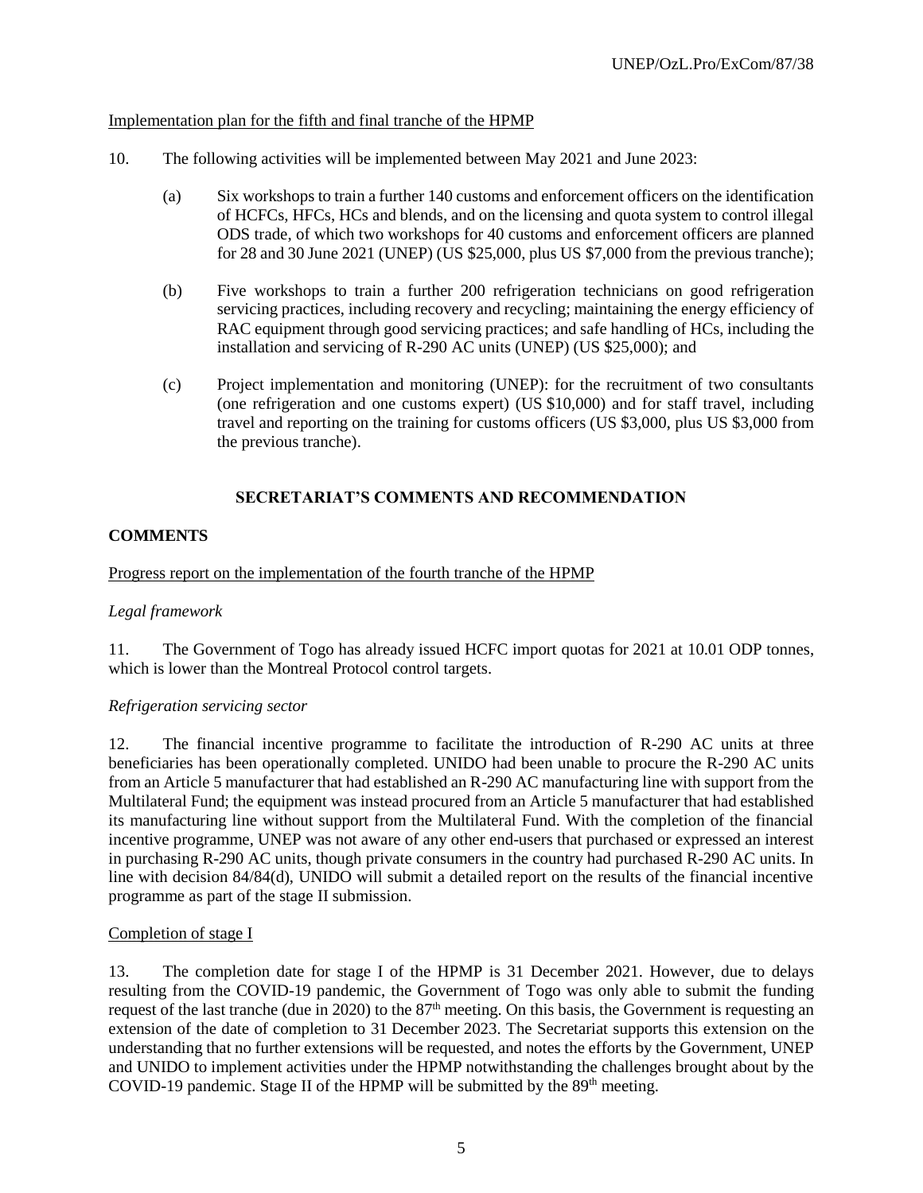Implementation plan for the fifth and final tranche of the HPMP

10. The following activities will be implemented between May 2021 and June 2023:

   (a) Six workshops to train a further 140 customs and enforcement officers on the identification of HCFCs, HFCs, HCs and blends, and on the licensing and quota system to control illegal ODS trade, of which two workshops for 40 customs and enforcement officers are planned for 28 and 30 June 2021 (UNEP) (US $25,000, plus US $7,000 from the previous tranche);

   (b) Five workshops to train a further 200 refrigeration technicians on good refrigeration servicing practices, including recovery and recycling; maintaining the energy efficiency of RAC equipment through good servicing practices; and safe handling of HCs, including the installation and servicing of R-290 AC units (UNEP) (US $25,000); and

   (c) Project implementation and monitoring (UNEP): for the recruitment of two consultants (one refrigeration and one customs expert) (US $10,000) and for staff travel, including travel and reporting on the training for customs officers (US $3,000, plus US $3,000 from the previous tranche).

## SECRETARIAT'S COMMENTS AND RECOMMENDATION

### COMMENTS

Progress report on the implementation of the fourth tranche of the HPMP

*Legal framework*

11. The Government of Togo has already issued HCFC import quotas for 2021 at 10.01 ODP tonnes, which is lower than the Montreal Protocol control targets.

*Refrigeration servicing sector*

12. The financial incentive programme to facilitate the introduction of R-290 AC units at three beneficiaries has been operationally completed. UNIDO had been unable to procure the R-290 AC units from an Article 5 manufacturer that had established an R-290 AC manufacturing line with support from the Multilateral Fund; the equipment was instead procured from an Article 5 manufacturer that had established its manufacturing line without support from the Multilateral Fund. With the completion of the financial incentive programme, UNEP was not aware of any other end-users that purchased or expressed an interest in purchasing R-290 AC units, though private consumers in the country had purchased R-290 AC units. In line with decision 84/84(d), UNIDO will submit a detailed report on the results of the financial incentive programme as part of the stage II submission.

Completion of stage I

13. The completion date for stage I of the HPMP is 31 December 2021. However, due to delays resulting from the COVID-19 pandemic, the Government of Togo was only able to submit the funding request of the last tranche (due in 2020) to the 87th meeting. On this basis, the Government is requesting an extension of the date of completion to 31 December 2023. The Secretariat supports this extension on the understanding that no further extensions will be requested, and notes the efforts by the Government, UNEP and UNIDO to implement activities under the HPMP notwithstanding the challenges brought about by the COVID-19 pandemic. Stage II of the HPMP will be submitted by the 89th meeting.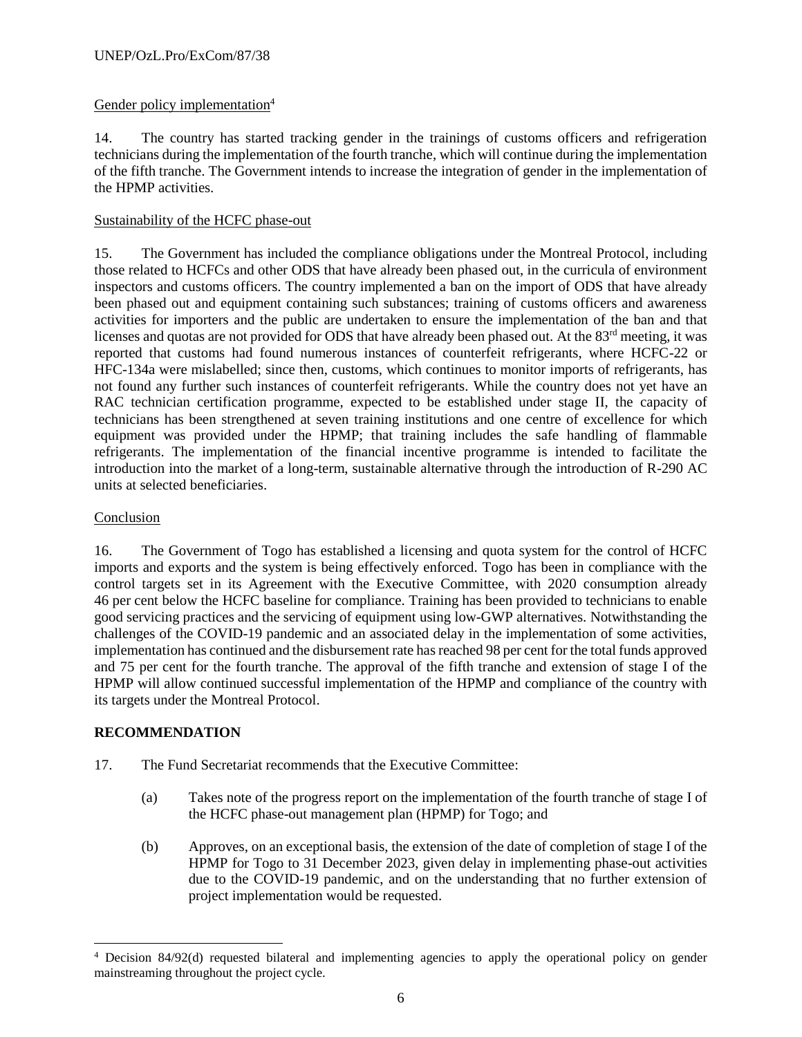Gender policy implementation[4]

14. The country has started tracking gender in the trainings of customs officers and refrigeration technicians during the implementation of the fourth tranche, which will continue during the implementation of the fifth tranche. The Government intends to increase the integration of gender in the implementation of the HPMP activities.

Sustainability of the HCFC phase-out

15. The Government has included the compliance obligations under the Montreal Protocol, including those related to HCFCs and other ODS that have already been phased out, in the curricula of environment inspectors and customs officers. The country implemented a ban on the import of ODS that have already been phased out and equipment containing such substances; training of customs officers and awareness activities for importers and the public are undertaken to ensure the implementation of the ban and that licenses and quotas are not provided for ODS that have already been phased out. At the 83rd meeting, it was reported that customs had found numerous instances of counterfeit refrigerants, where HCFC-22 or HFC-134a were mislabelled; since then, customs, which continues to monitor imports of refrigerants, has not found any further such instances of counterfeit refrigerants. While the country does not yet have an RAC technician certification programme, expected to be established under stage II, the capacity of technicians has been strengthened at seven training institutions and one centre of excellence for which equipment was provided under the HPMP; that training includes the safe handling of flammable refrigerants. The implementation of the financial incentive programme is intended to facilitate the introduction into the market of a long-term, sustainable alternative through the introduction of R-290 AC units at selected beneficiaries.

Conclusion

16. The Government of Togo has established a licensing and quota system for the control of HCFC imports and exports and the system is being effectively enforced. Togo has been in compliance with the control targets set in its Agreement with the Executive Committee, with 2020 consumption already 46 per cent below the HCFC baseline for compliance. Training has been provided to technicians to enable good servicing practices and the servicing of equipment using low-GWP alternatives. Notwithstanding the challenges of the COVID-19 pandemic and an associated delay in the implementation of some activities, implementation has continued and the disbursement rate has reached 98 per cent for the total funds approved and 75 per cent for the fourth tranche. The approval of the fifth tranche and extension of stage I of the HPMP will allow continued successful implementation of the HPMP and compliance of the country with its targets under the Montreal Protocol.

## RECOMMENDATION

17. The Fund Secretariat recommends that the Executive Committee:

(a) Takes note of the progress report on the implementation of the fourth tranche of stage I of the HCFC phase-out management plan (HPMP) for Togo; and

(b) Approves, on an exceptional basis, the extension of the date of completion of stage I of the HPMP for Togo to 31 December 2023, given delay in implementing phase-out activities due to the COVID-19 pandemic, and on the understanding that no further extension of project implementation would be requested.

[4] Decision 84/92(d) requested bilateral and implementing agencies to apply the operational policy on gender mainstreaming throughout the project cycle.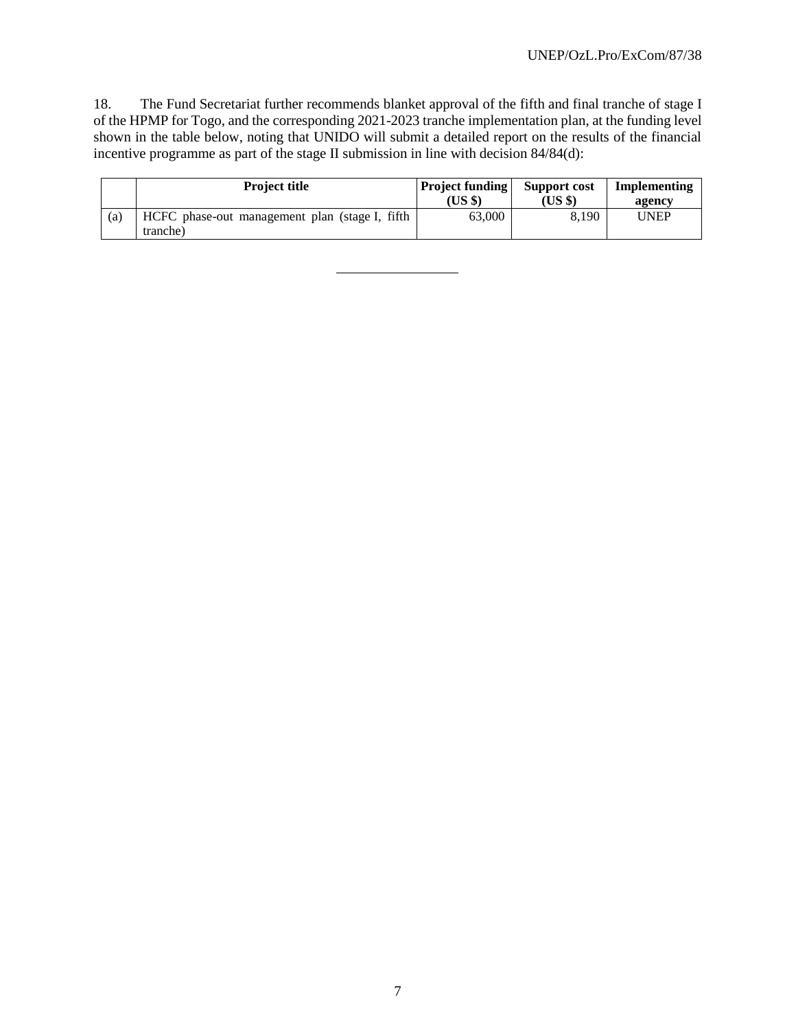18. The Fund Secretariat further recommends blanket approval of the fifth and final tranche of stage I of the HPMP for Togo, and the corresponding 2021-2023 tranche implementation plan, at the funding level shown in the table below, noting that UNIDO will submit a detailed report on the results of the financial incentive programme as part of the stage II submission in line with decision 84/84(d):

| | Project title | Project funding (US $) | Support cost (US $) | Implementing agency |
|---|---|---|---|---|
| (a) | HCFC phase-out management plan (stage I, fifth tranche) | 63,000 | 8,190 | UNEP |